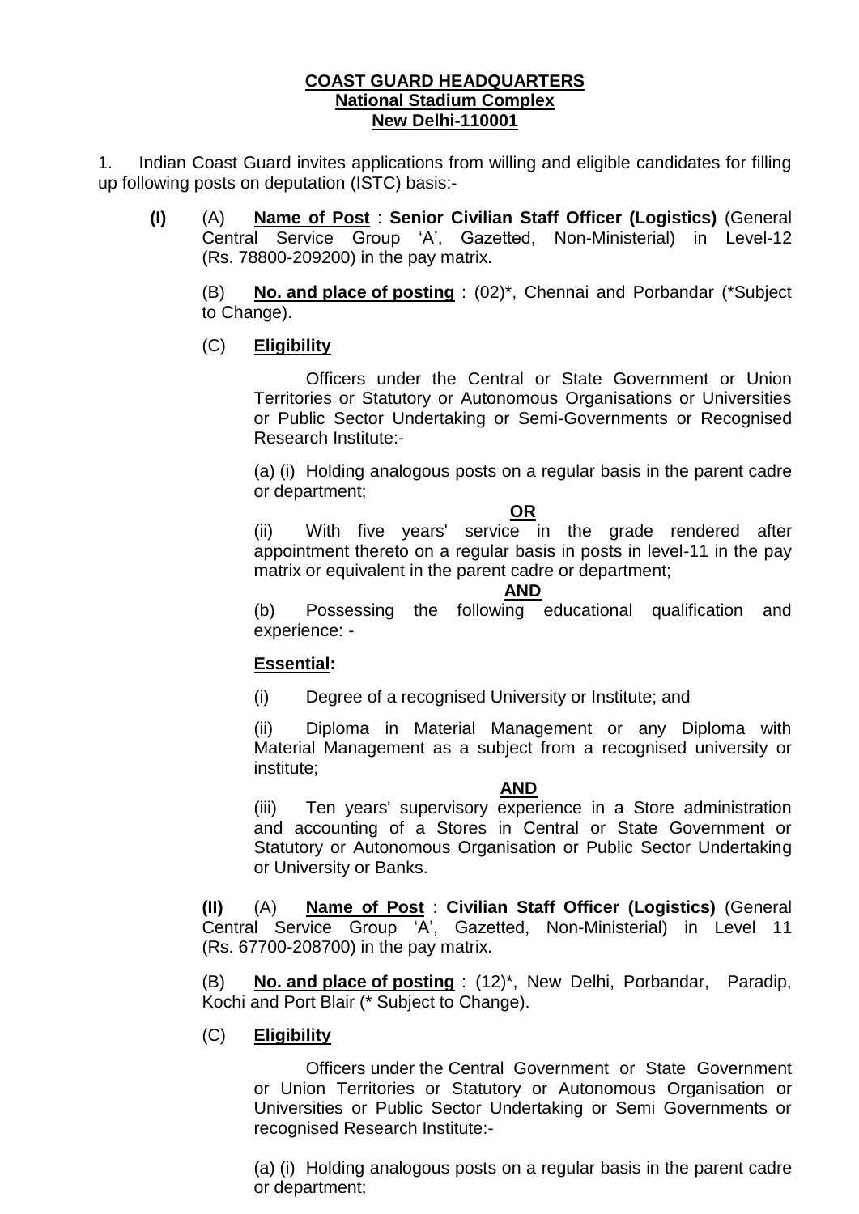**COAST GUARD HEADQUARTERS**
**National Stadium Complex**
**New Delhi-110001**

1. Indian Coast Guard invites applications from willing and eligible candidates for filling up following posts on deputation (ISTC) basis:-

**(I)** (A) **Name of Post** : **Senior Civilian Staff Officer (Logistics)** (General Central Service Group 'A', Gazetted, Non-Ministerial) in Level-12 (Rs. 78800-209200) in the pay matrix.

(B) **No. and place of posting** : (02)*, Chennai and Porbandar (*Subject to Change).

(C) **Eligibility**

Officers under the Central or State Government or Union Territories or Statutory or Autonomous Organisations or Universities or Public Sector Undertaking or Semi-Governments or Recognised Research Institute:-

(a) (i) Holding analogous posts on a regular basis in the parent cadre or department;

**OR**

(ii) With five years' service in the grade rendered after appointment thereto on a regular basis in posts in level-11 in the pay matrix or equivalent in the parent cadre or department;

**AND**

(b) Possessing the following educational qualification and experience: -

**Essential:**

(i) Degree of a recognised University or Institute; and

(ii) Diploma in Material Management or any Diploma with Material Management as a subject from a recognised university or institute;

**AND**

(iii) Ten years' supervisory experience in a Store administration and accounting of a Stores in Central or State Government or Statutory or Autonomous Organisation or Public Sector Undertaking or University or Banks.

**(II)** (A) **Name of Post** : **Civilian Staff Officer (Logistics)** (General Central Service Group 'A', Gazetted, Non-Ministerial) in Level 11 (Rs. 67700-208700) in the pay matrix.

(B) **No. and place of posting** : (12)*, New Delhi, Porbandar, Paradip, Kochi and Port Blair (* Subject to Change).

(C) **Eligibility**

Officers under the Central Government or State Government or Union Territories or Statutory or Autonomous Organisation or Universities or Public Sector Undertaking or Semi Governments or recognised Research Institute:-

(a) (i) Holding analogous posts on a regular basis in the parent cadre or department;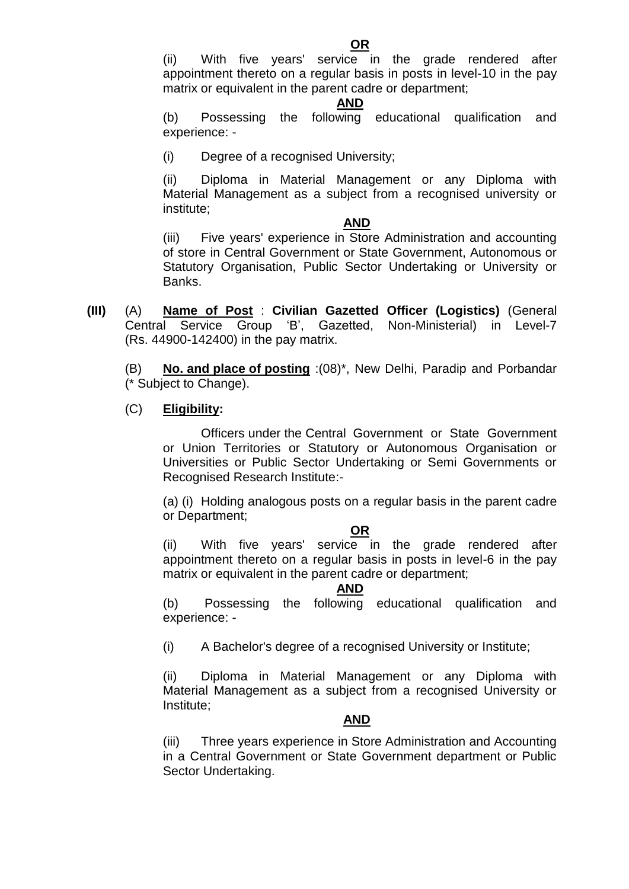**OR**

(ii) With five years' service in the grade rendered after appointment thereto on a regular basis in posts in level-10 in the pay matrix or equivalent in the parent cadre or department;

**AND**

(b) Possessing the following educational qualification and experience: -

(i) Degree of a recognised University;

(ii) Diploma in Material Management or any Diploma with Material Management as a subject from a recognised university or institute;

**AND**

(iii) Five years' experience in Store Administration and accounting of store in Central Government or State Government, Autonomous or Statutory Organisation, Public Sector Undertaking or University or Banks.

**(III)** (A) **Name of Post** : **Civilian Gazetted Officer (Logistics)** (General Central Service Group 'B', Gazetted, Non-Ministerial) in Level-7 (Rs. 44900-142400) in the pay matrix.

(B) **No. and place of posting** :(08)*, New Delhi, Paradip and Porbandar (* Subject to Change).

(C) **Eligibility:**

Officers under the Central Government or State Government or Union Territories or Statutory or Autonomous Organisation or Universities or Public Sector Undertaking or Semi Governments or Recognised Research Institute:-

(a) (i) Holding analogous posts on a regular basis in the parent cadre or Department;

**OR**

(ii) With five years' service in the grade rendered after appointment thereto on a regular basis in posts in level-6 in the pay matrix or equivalent in the parent cadre or department;

**AND**

(b) Possessing the following educational qualification and experience: -

(i) A Bachelor's degree of a recognised University or Institute;

(ii) Diploma in Material Management or any Diploma with Material Management as a subject from a recognised University or Institute;

**AND**

(iii) Three years experience in Store Administration and Accounting in a Central Government or State Government department or Public Sector Undertaking.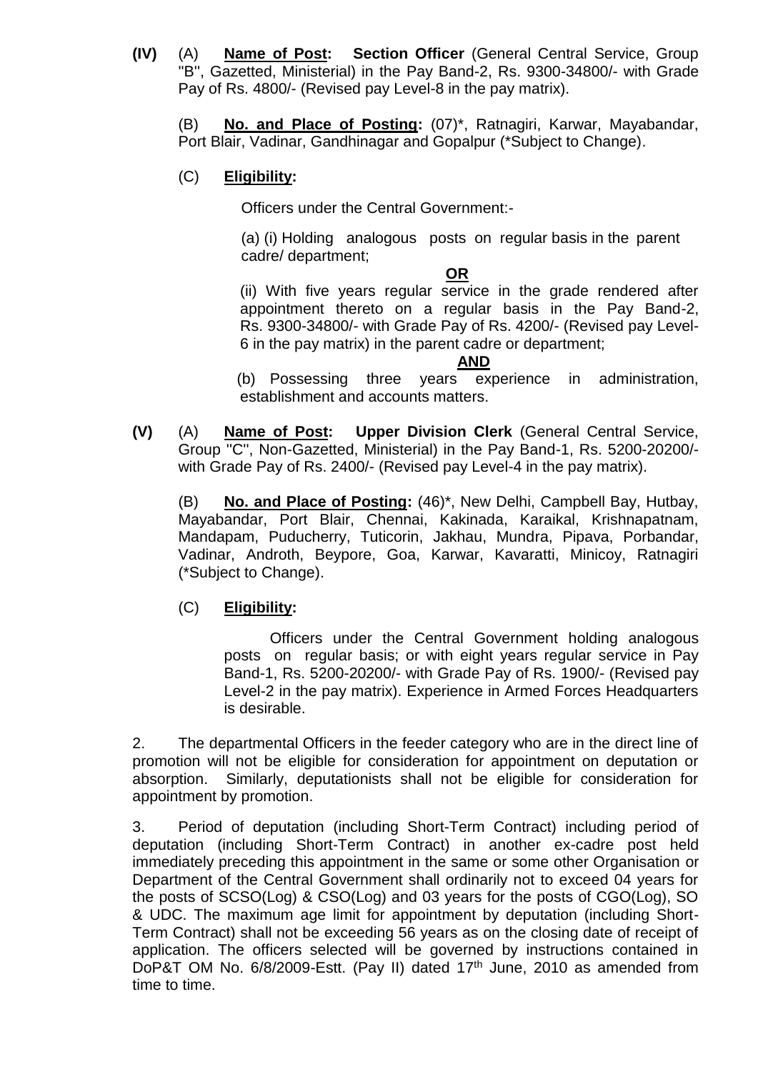**(IV)** (A) **Name of Post:** **Section Officer** (General Central Service, Group "B", Gazetted, Ministerial) in the Pay Band-2, Rs. 9300-34800/- with Grade Pay of Rs. 4800/- (Revised pay Level-8 in the pay matrix).

(B) **No. and Place of Posting:** (07)*, Ratnagiri, Karwar, Mayabandar, Port Blair, Vadinar, Gandhinagar and Gopalpur (*Subject to Change).

(C) **Eligibility:**

Officers under the Central Government:-

(a) (i) Holding analogous posts on regular basis in the parent cadre/ department;

**OR**

(ii) With five years regular service in the grade rendered after appointment thereto on a regular basis in the Pay Band-2, Rs. 9300-34800/- with Grade Pay of Rs. 4200/- (Revised pay Level-6 in the pay matrix) in the parent cadre or department;

**AND**

(b) Possessing three years experience in administration, establishment and accounts matters.

**(V)** (A) **Name of Post:** **Upper Division Clerk** (General Central Service, Group "C", Non-Gazetted, Ministerial) in the Pay Band-1, Rs. 5200-20200/- with Grade Pay of Rs. 2400/- (Revised pay Level-4 in the pay matrix).

(B) **No. and Place of Posting:** (46)*, New Delhi, Campbell Bay, Hutbay, Mayabandar, Port Blair, Chennai, Kakinada, Karaikal, Krishnapatnam, Mandapam, Puducherry, Tuticorin, Jakhau, Mundra, Pipava, Porbandar, Vadinar, Androth, Beypore, Goa, Karwar, Kavaratti, Minicoy, Ratnagiri (*Subject to Change).

(C) **Eligibility:**

Officers under the Central Government holding analogous posts on regular basis; or with eight years regular service in Pay Band-1, Rs. 5200-20200/- with Grade Pay of Rs. 1900/- (Revised pay Level-2 in the pay matrix). Experience in Armed Forces Headquarters is desirable.

2. The departmental Officers in the feeder category who are in the direct line of promotion will not be eligible for consideration for appointment on deputation or absorption. Similarly, deputationists shall not be eligible for consideration for appointment by promotion.

3. Period of deputation (including Short-Term Contract) including period of deputation (including Short-Term Contract) in another ex-cadre post held immediately preceding this appointment in the same or some other Organisation or Department of the Central Government shall ordinarily not to exceed 04 years for the posts of SCSO(Log) & CSO(Log) and 03 years for the posts of CGO(Log), SO & UDC. The maximum age limit for appointment by deputation (including Short-Term Contract) shall not be exceeding 56 years as on the closing date of receipt of application. The officers selected will be governed by instructions contained in DoP&T OM No. 6/8/2009-Estt. (Pay II) dated 17th June, 2010 as amended from time to time.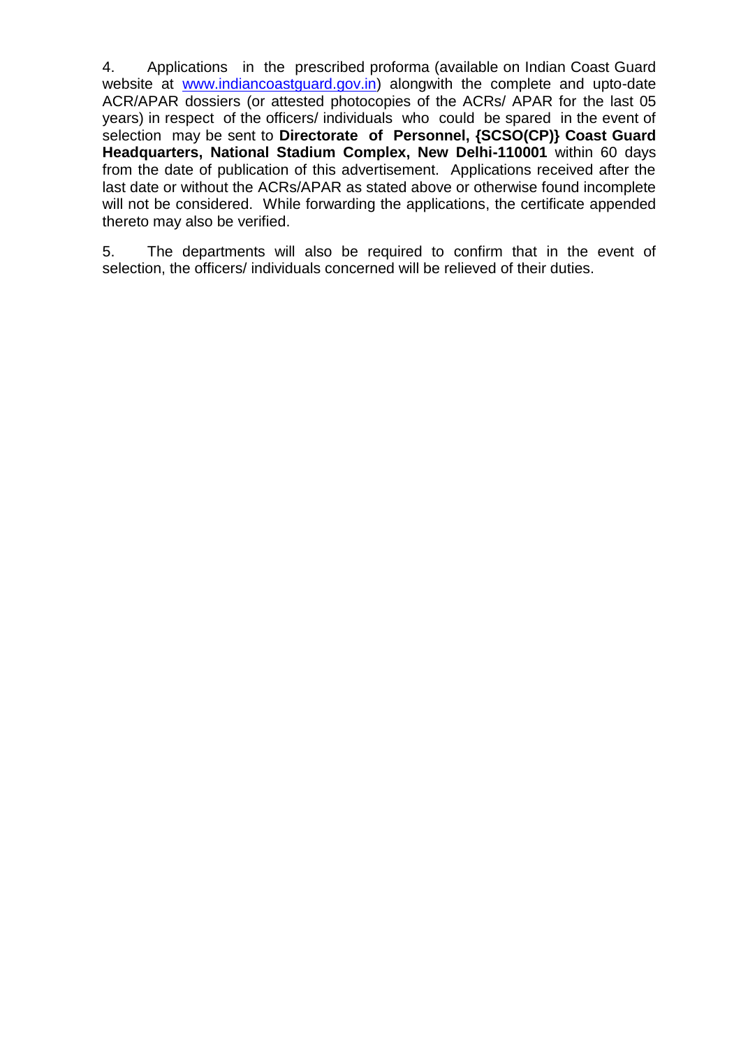4. Applications in the prescribed proforma (available on Indian Coast Guard website at [www.indiancoastguard.gov.in](http://www.indiancoastguard.gov.in)) alongwith the complete and upto-date ACR/APAR dossiers (or attested photocopies of the ACRs/ APAR for the last 05 years) in respect of the officers/ individuals who could be spared in the event of selection may be sent to **Directorate of Personnel, {SCSO(CP)} Coast Guard Headquarters, National Stadium Complex, New Delhi-110001** within 60 days from the date of publication of this advertisement. Applications received after the last date or without the ACRs/APAR as stated above or otherwise found incomplete will not be considered. While forwarding the applications, the certificate appended thereto may also be verified.

5. The departments will also be required to confirm that in the event of selection, the officers/ individuals concerned will be relieved of their duties.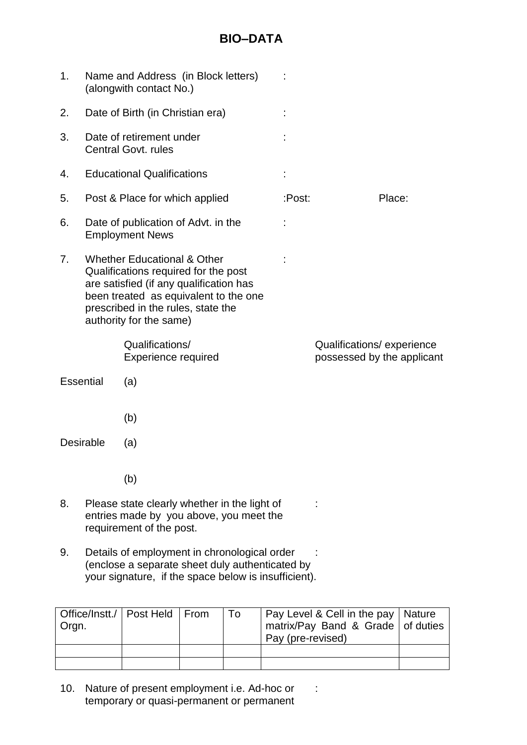# BIO–DATA

1. Name and Address (in Block letters) (alongwith contact No.) :

2. Date of Birth (in Christian era) :

3. Date of retirement under Central Govt. rules :

4. Educational Qualifications :

5. Post & Place for which applied :Post: Place:

6. Date of publication of Advt. in the Employment News :

7. Whether Educational & Other Qualifications required for the post are satisfied (if any qualification has been treated as equivalent to the one prescribed in the rules, state the authority for the same) :

| | | Qualifications/ Experience required | Qualifications/ experience possessed by the applicant |
|---|---|---|---|
| Essential | (a) | | |
| | (b) | | |
| Desirable | (a) | | |
| | (b) | | |

8. Please state clearly whether in the light of entries made by you above, you meet the requirement of the post. :

9. Details of employment in chronological order (enclose a separate sheet duly authenticated by your signature, if the space below is insufficient). :

| Office/Instt./ Orgn. | Post Held | From | To | Pay Level & Cell in the pay matrix/Pay Band & Grade Pay (pre-revised) | Nature of duties |
|---|---|---|---|---|---|
| | | | | | |
| | | | | | |

10. Nature of present employment i.e. Ad-hoc or temporary or quasi-permanent or permanent :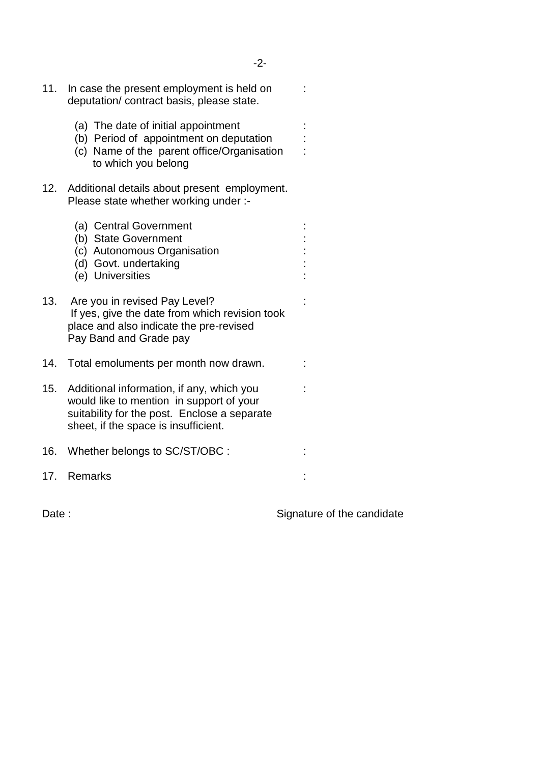11. In case the present employment is held on deputation/ contract basis, please state. :

    (a) The date of initial appointment :
    (b) Period of appointment on deputation :
    (c) Name of the parent office/Organisation to which you belong :

12. Additional details about present employment. Please state whether working under :-

    (a) Central Government :
    (b) State Government :
    (c) Autonomous Organisation :
    (d) Govt. undertaking :
    (e) Universities :

13. Are you in revised Pay Level? If yes, give the date from which revision took place and also indicate the pre-revised Pay Band and Grade pay :

14. Total emoluments per month now drawn. :

15. Additional information, if any, which you would like to mention in support of your suitability for the post. Enclose a separate sheet, if the space is insufficient. :

16. Whether belongs to SC/ST/OBC : :

17. Remarks :

Date : Signature of the candidate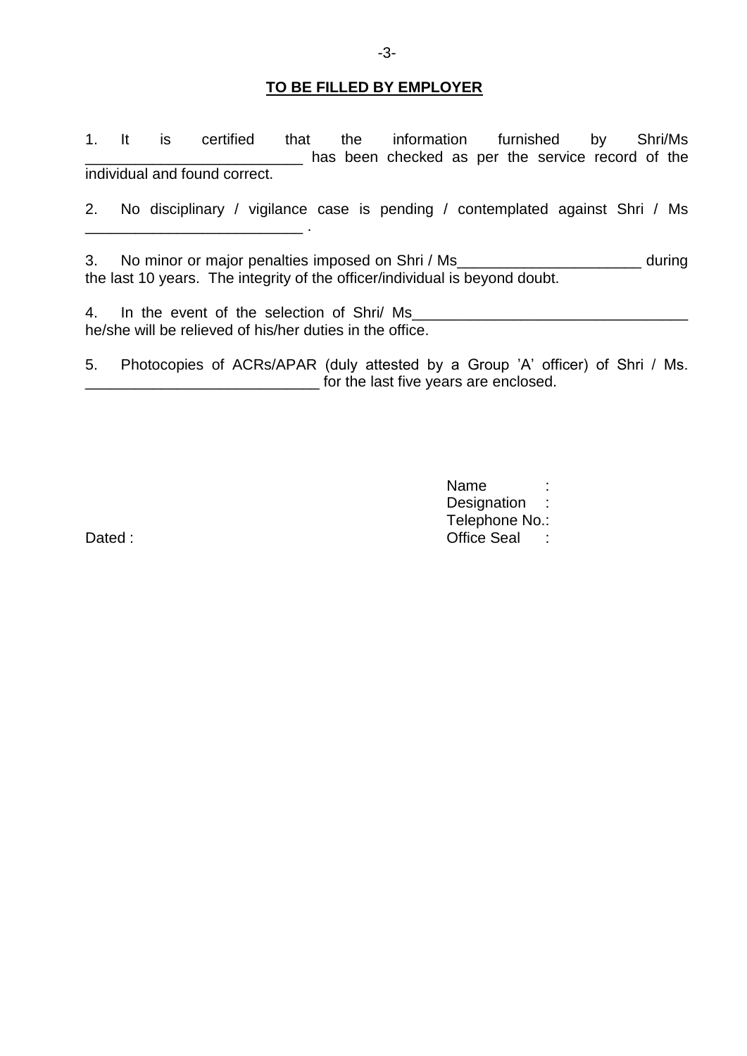**TO BE FILLED BY EMPLOYER**

1. It is certified that the information furnished by Shri/Ms __________________________ has been checked as per the service record of the individual and found correct.

2. No disciplinary / vigilance case is pending / contemplated against Shri / Ms __________________________ .

3. No minor or major penalties imposed on Shri / Ms______________________ during the last 10 years. The integrity of the officer/individual is beyond doubt.

4. In the event of the selection of Shri/ Ms_________________________________ he/she will be relieved of his/her duties in the office.

5. Photocopies of ACRs/APAR (duly attested by a Group 'A' officer) of Shri / Ms. ____________________________ for the last five years are enclosed.

Name :
Designation :
Telephone No.:
Office Seal :

Dated :